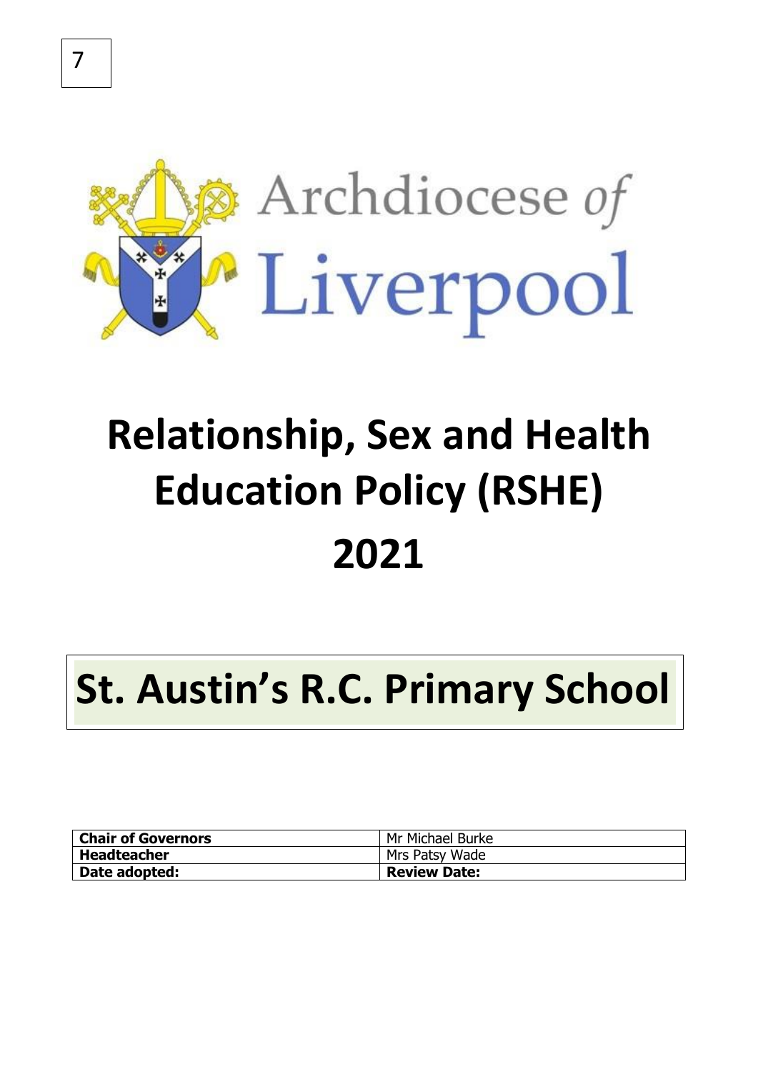7

Archdiocese of Liverpool

# Relationship, Sex and Health Education Policy (RSHE) 2021

# St. Austin's R.C. Primary School

| **Chair of Governors** | Mr Michael Burke |
|---|---|
| **Headteacher** | Mrs Patsy Wade |
| **Date adopted:** | **Review Date:** |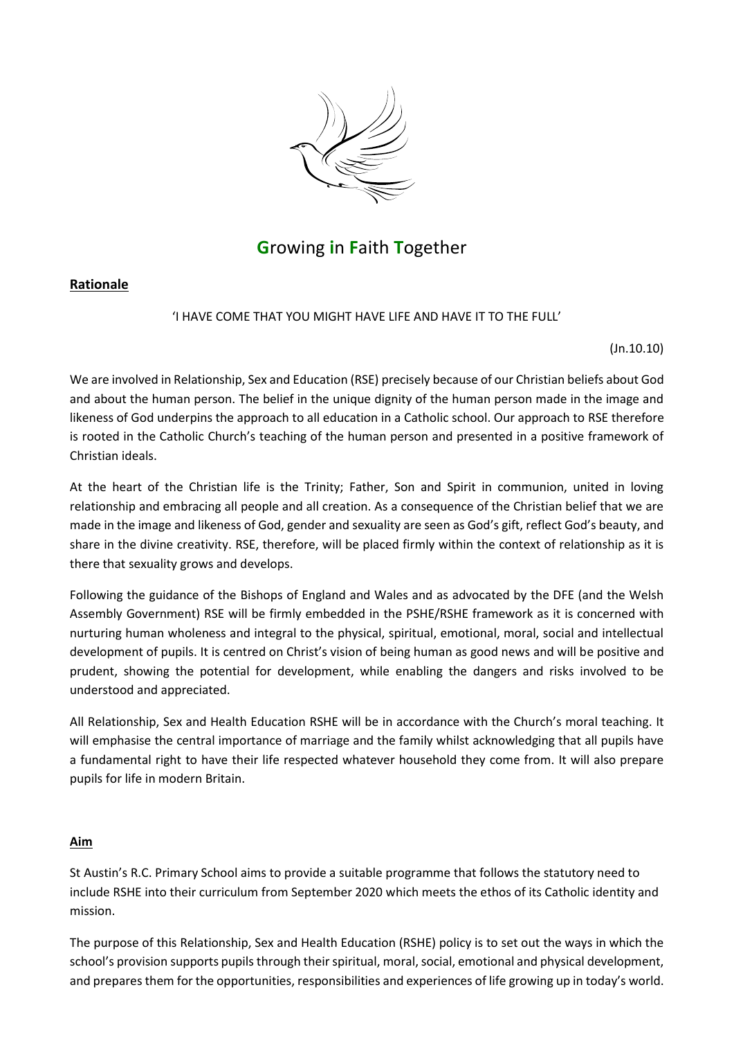# **G**rowing **i**n **F**aith **T**ogether

**Rationale**

'I HAVE COME THAT YOU MIGHT HAVE LIFE AND HAVE IT TO THE FULL'

(Jn.10.10)

We are involved in Relationship, Sex and Education (RSE) precisely because of our Christian beliefs about God and about the human person. The belief in the unique dignity of the human person made in the image and likeness of God underpins the approach to all education in a Catholic school. Our approach to RSE therefore is rooted in the Catholic Church's teaching of the human person and presented in a positive framework of Christian ideals.

At the heart of the Christian life is the Trinity; Father, Son and Spirit in communion, united in loving relationship and embracing all people and all creation. As a consequence of the Christian belief that we are made in the image and likeness of God, gender and sexuality are seen as God's gift, reflect God's beauty, and share in the divine creativity. RSE, therefore, will be placed firmly within the context of relationship as it is there that sexuality grows and develops.

Following the guidance of the Bishops of England and Wales and as advocated by the DFE (and the Welsh Assembly Government) RSE will be firmly embedded in the PSHE/RSHE framework as it is concerned with nurturing human wholeness and integral to the physical, spiritual, emotional, moral, social and intellectual development of pupils. It is centred on Christ's vision of being human as good news and will be positive and prudent, showing the potential for development, while enabling the dangers and risks involved to be understood and appreciated.

All Relationship, Sex and Health Education RSHE will be in accordance with the Church's moral teaching. It will emphasise the central importance of marriage and the family whilst acknowledging that all pupils have a fundamental right to have their life respected whatever household they come from. It will also prepare pupils for life in modern Britain.

**Aim**

St Austin's R.C. Primary School aims to provide a suitable programme that follows the statutory need to include RSHE into their curriculum from September 2020 which meets the ethos of its Catholic identity and mission.

The purpose of this Relationship, Sex and Health Education (RSHE) policy is to set out the ways in which the school's provision supports pupils through their spiritual, moral, social, emotional and physical development, and prepares them for the opportunities, responsibilities and experiences of life growing up in today's world.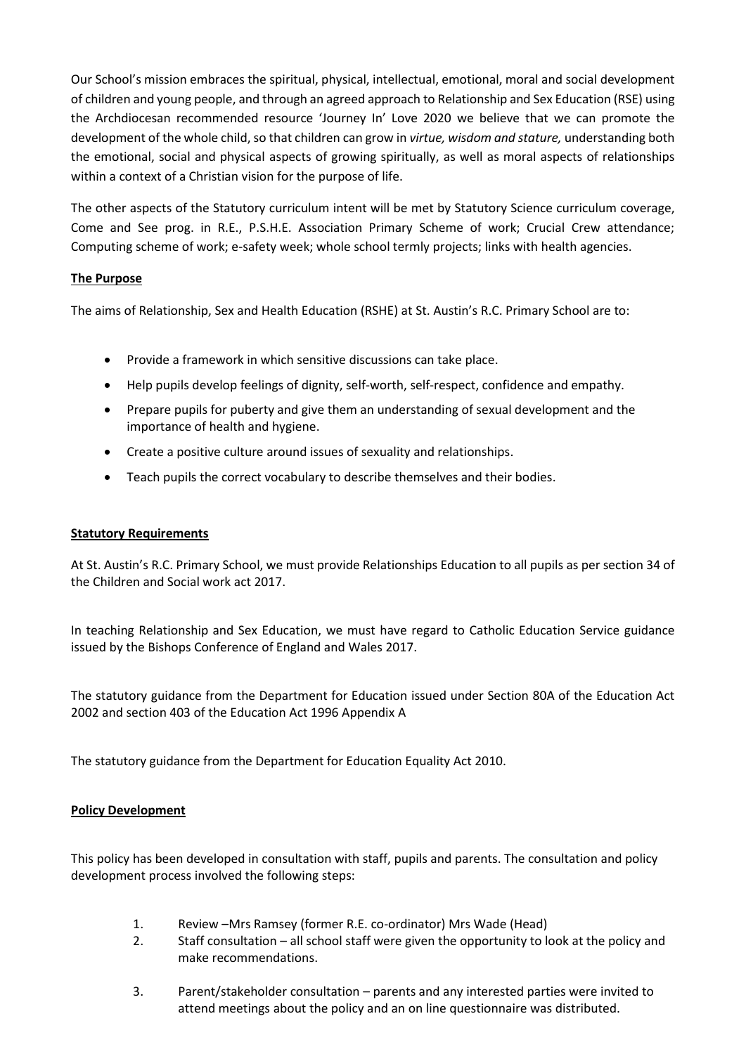Our School's mission embraces the spiritual, physical, intellectual, emotional, moral and social development of children and young people, and through an agreed approach to Relationship and Sex Education (RSE) using the Archdiocesan recommended resource 'Journey In' Love 2020 we believe that we can promote the development of the whole child, so that children can grow in *virtue, wisdom and stature,* understanding both the emotional, social and physical aspects of growing spiritually, as well as moral aspects of relationships within a context of a Christian vision for the purpose of life.

The other aspects of the Statutory curriculum intent will be met by Statutory Science curriculum coverage, Come and See prog. in R.E., P.S.H.E. Association Primary Scheme of work; Crucial Crew attendance; Computing scheme of work; e-safety week; whole school termly projects; links with health agencies.

## The Purpose

The aims of Relationship, Sex and Health Education (RSHE) at St. Austin's R.C. Primary School are to:

- Provide a framework in which sensitive discussions can take place.
- Help pupils develop feelings of dignity, self-worth, self-respect, confidence and empathy.
- Prepare pupils for puberty and give them an understanding of sexual development and the importance of health and hygiene.
- Create a positive culture around issues of sexuality and relationships.
- Teach pupils the correct vocabulary to describe themselves and their bodies.

## Statutory Requirements

At St. Austin's R.C. Primary School, we must provide Relationships Education to all pupils as per section 34 of the Children and Social work act 2017.

In teaching Relationship and Sex Education, we must have regard to Catholic Education Service guidance issued by the Bishops Conference of England and Wales 2017.

The statutory guidance from the Department for Education issued under Section 80A of the Education Act 2002 and section 403 of the Education Act 1996 Appendix A

The statutory guidance from the Department for Education Equality Act 2010.

## Policy Development

This policy has been developed in consultation with staff, pupils and parents. The consultation and policy development process involved the following steps:

1. Review –Mrs Ramsey (former R.E. co-ordinator) Mrs Wade (Head)
2. Staff consultation – all school staff were given the opportunity to look at the policy and make recommendations.
3. Parent/stakeholder consultation – parents and any interested parties were invited to attend meetings about the policy and an on line questionnaire was distributed.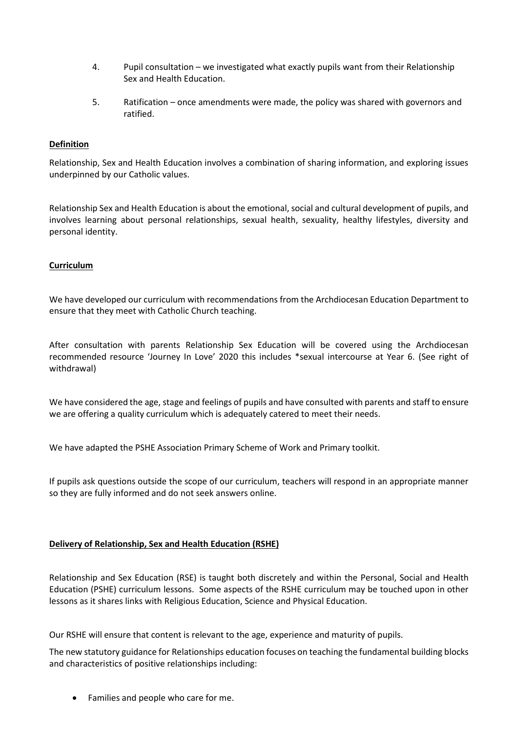4. Pupil consultation – we investigated what exactly pupils want from their Relationship Sex and Health Education.

5. Ratification – once amendments were made, the policy was shared with governors and ratified.

**Definition**

Relationship, Sex and Health Education involves a combination of sharing information, and exploring issues underpinned by our Catholic values.

Relationship Sex and Health Education is about the emotional, social and cultural development of pupils, and involves learning about personal relationships, sexual health, sexuality, healthy lifestyles, diversity and personal identity.

**Curriculum**

We have developed our curriculum with recommendations from the Archdiocesan Education Department to ensure that they meet with Catholic Church teaching.

After consultation with parents Relationship Sex Education will be covered using the Archdiocesan recommended resource 'Journey In Love' 2020 this includes *sexual intercourse at Year 6. (See right of withdrawal)

We have considered the age, stage and feelings of pupils and have consulted with parents and staff to ensure we are offering a quality curriculum which is adequately catered to meet their needs.

We have adapted the PSHE Association Primary Scheme of Work and Primary toolkit.

If pupils ask questions outside the scope of our curriculum, teachers will respond in an appropriate manner so they are fully informed and do not seek answers online.

**Delivery of Relationship, Sex and Health Education (RSHE)**

Relationship and Sex Education (RSE) is taught both discretely and within the Personal, Social and Health Education (PSHE) curriculum lessons. Some aspects of the RSHE curriculum may be touched upon in other lessons as it shares links with Religious Education, Science and Physical Education.

Our RSHE will ensure that content is relevant to the age, experience and maturity of pupils.

The new statutory guidance for Relationships education focuses on teaching the fundamental building blocks and characteristics of positive relationships including:

- Families and people who care for me.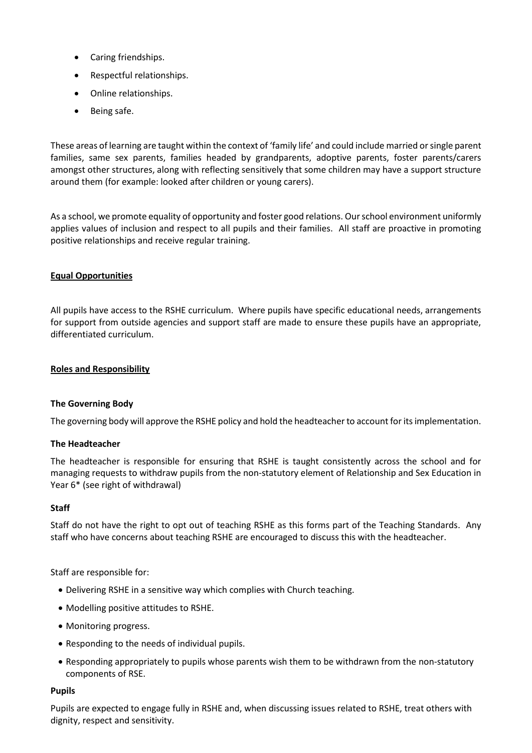- Caring friendships.
- Respectful relationships.
- Online relationships.
- Being safe.

These areas of learning are taught within the context of 'family life' and could include married or single parent families, same sex parents, families headed by grandparents, adoptive parents, foster parents/carers amongst other structures, along with reflecting sensitively that some children may have a support structure around them (for example: looked after children or young carers).

As a school, we promote equality of opportunity and foster good relations. Our school environment uniformly applies values of inclusion and respect to all pupils and their families. All staff are proactive in promoting positive relationships and receive regular training.

## Equal Opportunities

All pupils have access to the RSHE curriculum. Where pupils have specific educational needs, arrangements for support from outside agencies and support staff are made to ensure these pupils have an appropriate, differentiated curriculum.

## Roles and Responsibility

### The Governing Body

The governing body will approve the RSHE policy and hold the headteacher to account for its implementation.

### The Headteacher

The headteacher is responsible for ensuring that RSHE is taught consistently across the school and for managing requests to withdraw pupils from the non-statutory element of Relationship and Sex Education in Year 6* (see right of withdrawal)

### Staff

Staff do not have the right to opt out of teaching RSHE as this forms part of the Teaching Standards. Any staff who have concerns about teaching RSHE are encouraged to discuss this with the headteacher.

Staff are responsible for:

- Delivering RSHE in a sensitive way which complies with Church teaching.
- Modelling positive attitudes to RSHE.
- Monitoring progress.
- Responding to the needs of individual pupils.
- Responding appropriately to pupils whose parents wish them to be withdrawn from the non-statutory components of RSE.

### Pupils

Pupils are expected to engage fully in RSHE and, when discussing issues related to RSHE, treat others with dignity, respect and sensitivity.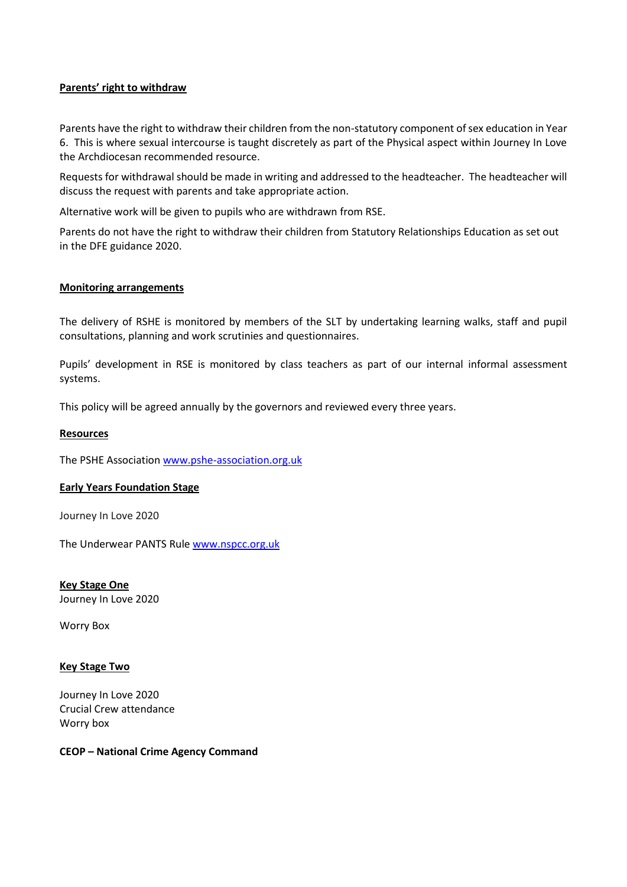**Parents' right to withdraw**

Parents have the right to withdraw their children from the non-statutory component of sex education in Year 6. This is where sexual intercourse is taught discretely as part of the Physical aspect within Journey In Love the Archdiocesan recommended resource.

Requests for withdrawal should be made in writing and addressed to the headteacher. The headteacher will discuss the request with parents and take appropriate action.

Alternative work will be given to pupils who are withdrawn from RSE.

Parents do not have the right to withdraw their children from Statutory Relationships Education as set out in the DFE guidance 2020.

**Monitoring arrangements**

The delivery of RSHE is monitored by members of the SLT by undertaking learning walks, staff and pupil consultations, planning and work scrutinies and questionnaires.

Pupils' development in RSE is monitored by class teachers as part of our internal informal assessment systems.

This policy will be agreed annually by the governors and reviewed every three years.

**Resources**

The PSHE Association www.pshe-association.org.uk

**Early Years Foundation Stage**

Journey In Love 2020

The Underwear PANTS Rule www.nspcc.org.uk

**Key Stage One**

Journey In Love 2020

Worry Box

**Key Stage Two**

Journey In Love 2020
Crucial Crew attendance
Worry box

**CEOP – National Crime Agency Command**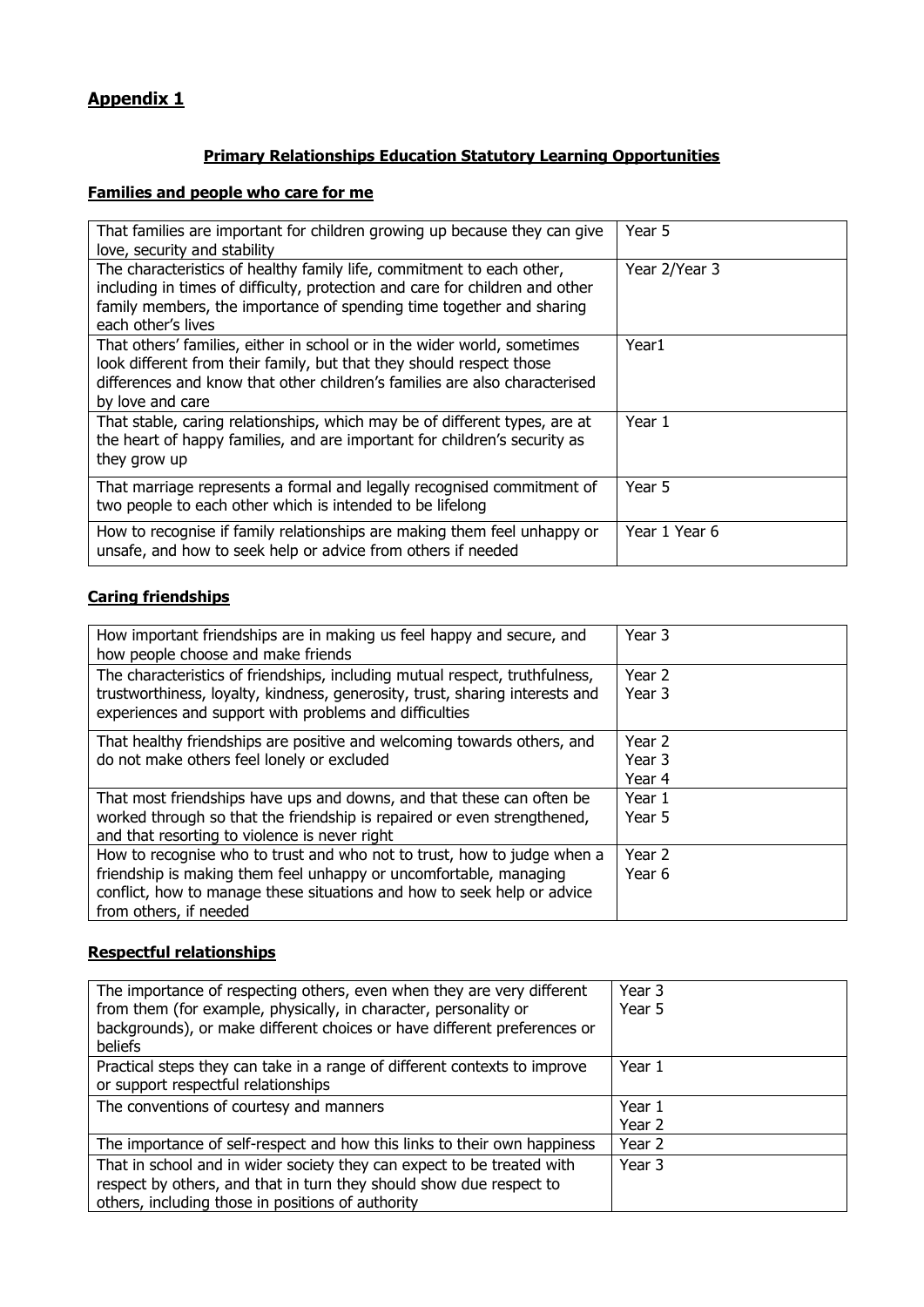## Appendix 1

### Primary Relationships Education Statutory Learning Opportunities

#### Families and people who care for me

| | |
|---|---|
| That families are important for children growing up because they can give love, security and stability | Year 5 |
| The characteristics of healthy family life, commitment to each other, including in times of difficulty, protection and care for children and other family members, the importance of spending time together and sharing each other's lives | Year 2/Year 3 |
| That others' families, either in school or in the wider world, sometimes look different from their family, but that they should respect those differences and know that other children's families are also characterised by love and care | Year1 |
| That stable, caring relationships, which may be of different types, are at the heart of happy families, and are important for children's security as they grow up | Year 1 |
| That marriage represents a formal and legally recognised commitment of two people to each other which is intended to be lifelong | Year 5 |
| How to recognise if family relationships are making them feel unhappy or unsafe, and how to seek help or advice from others if needed | Year 1 Year 6 |

#### Caring friendships

| | |
|---|---|
| How important friendships are in making us feel happy and secure, and how people choose and make friends | Year 3 |
| The characteristics of friendships, including mutual respect, truthfulness, trustworthiness, loyalty, kindness, generosity, trust, sharing interests and experiences and support with problems and difficulties | Year 2<br>Year 3 |
| That healthy friendships are positive and welcoming towards others, and do not make others feel lonely or excluded | Year 2<br>Year 3<br>Year 4 |
| That most friendships have ups and downs, and that these can often be worked through so that the friendship is repaired or even strengthened, and that resorting to violence is never right | Year 1<br>Year 5 |
| How to recognise who to trust and who not to trust, how to judge when a friendship is making them feel unhappy or uncomfortable, managing conflict, how to manage these situations and how to seek help or advice from others, if needed | Year 2<br>Year 6 |

#### Respectful relationships

| | |
|---|---|
| The importance of respecting others, even when they are very different from them (for example, physically, in character, personality or backgrounds), or make different choices or have different preferences or beliefs | Year 3<br>Year 5 |
| Practical steps they can take in a range of different contexts to improve or support respectful relationships | Year 1 |
| The conventions of courtesy and manners | Year 1<br>Year 2 |
| The importance of self-respect and how this links to their own happiness | Year 2 |
| That in school and in wider society they can expect to be treated with respect by others, and that in turn they should show due respect to others, including those in positions of authority | Year 3 |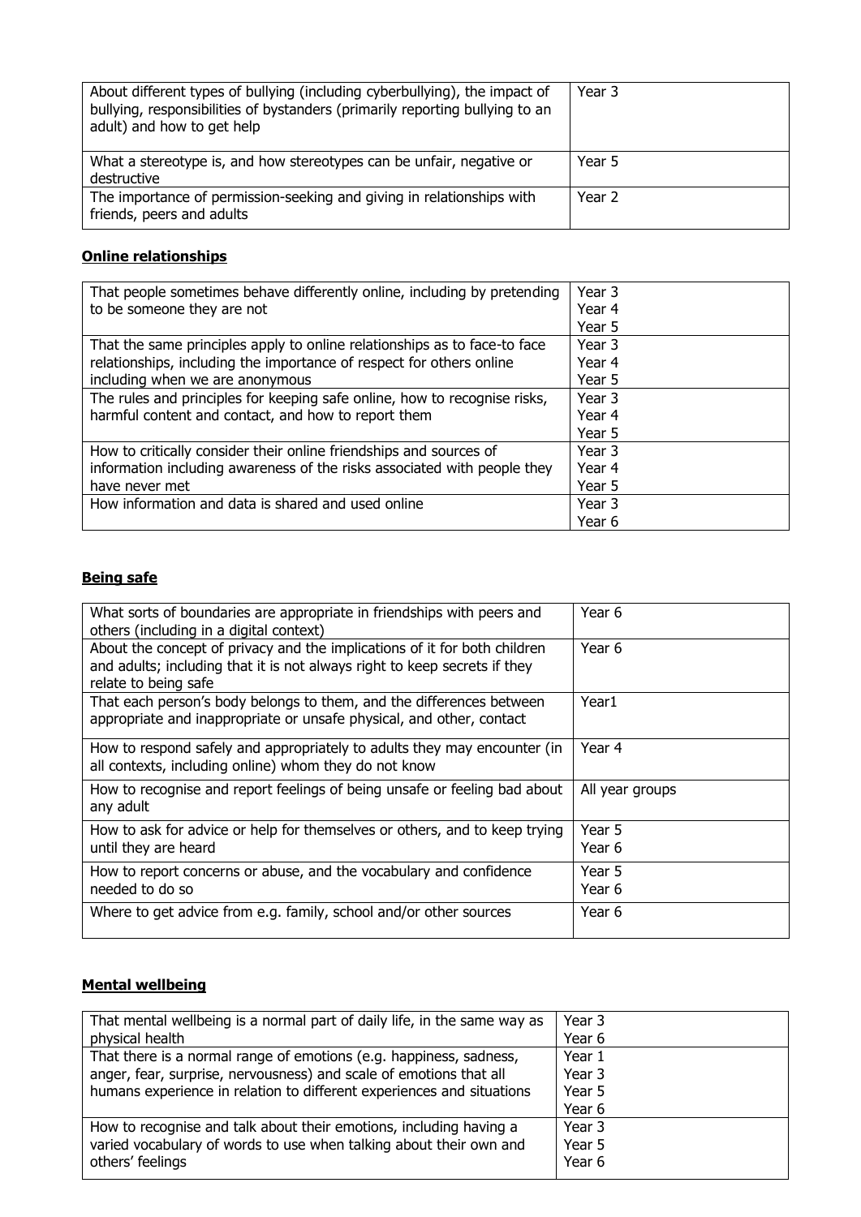| | |
|---|---|
| About different types of bullying (including cyberbullying), the impact of bullying, responsibilities of bystanders (primarily reporting bullying to an adult) and how to get help | Year 3 |
| What a stereotype is, and how stereotypes can be unfair, negative or destructive | Year 5 |
| The importance of permission-seeking and giving in relationships with friends, peers and adults | Year 2 |

**Online relationships**

| | |
|---|---|
| That people sometimes behave differently online, including by pretending to be someone they are not | Year 3<br>Year 4<br>Year 5 |
| That the same principles apply to online relationships as to face-to face relationships, including the importance of respect for others online including when we are anonymous | Year 3<br>Year 4<br>Year 5 |
| The rules and principles for keeping safe online, how to recognise risks, harmful content and contact, and how to report them | Year 3<br>Year 4<br>Year 5 |
| How to critically consider their online friendships and sources of information including awareness of the risks associated with people they have never met | Year 3<br>Year 4<br>Year 5 |
| How information and data is shared and used online | Year 3<br>Year 6 |

**Being safe**

| | |
|---|---|
| What sorts of boundaries are appropriate in friendships with peers and others (including in a digital context) | Year 6 |
| About the concept of privacy and the implications of it for both children and adults; including that it is not always right to keep secrets if they relate to being safe | Year 6 |
| That each person's body belongs to them, and the differences between appropriate and inappropriate or unsafe physical, and other, contact | Year1 |
| How to respond safely and appropriately to adults they may encounter (in all contexts, including online) whom they do not know | Year 4 |
| How to recognise and report feelings of being unsafe or feeling bad about any adult | All year groups |
| How to ask for advice or help for themselves or others, and to keep trying until they are heard | Year 5<br>Year 6 |
| How to report concerns or abuse, and the vocabulary and confidence needed to do so | Year 5<br>Year 6 |
| Where to get advice from e.g. family, school and/or other sources | Year 6 |

**Mental wellbeing**

| | |
|---|---|
| That mental wellbeing is a normal part of daily life, in the same way as physical health | Year 3<br>Year 6 |
| That there is a normal range of emotions (e.g. happiness, sadness, anger, fear, surprise, nervousness) and scale of emotions that all humans experience in relation to different experiences and situations | Year 1<br>Year 3<br>Year 5<br>Year 6 |
| How to recognise and talk about their emotions, including having a varied vocabulary of words to use when talking about their own and others' feelings | Year 3<br>Year 5<br>Year 6 |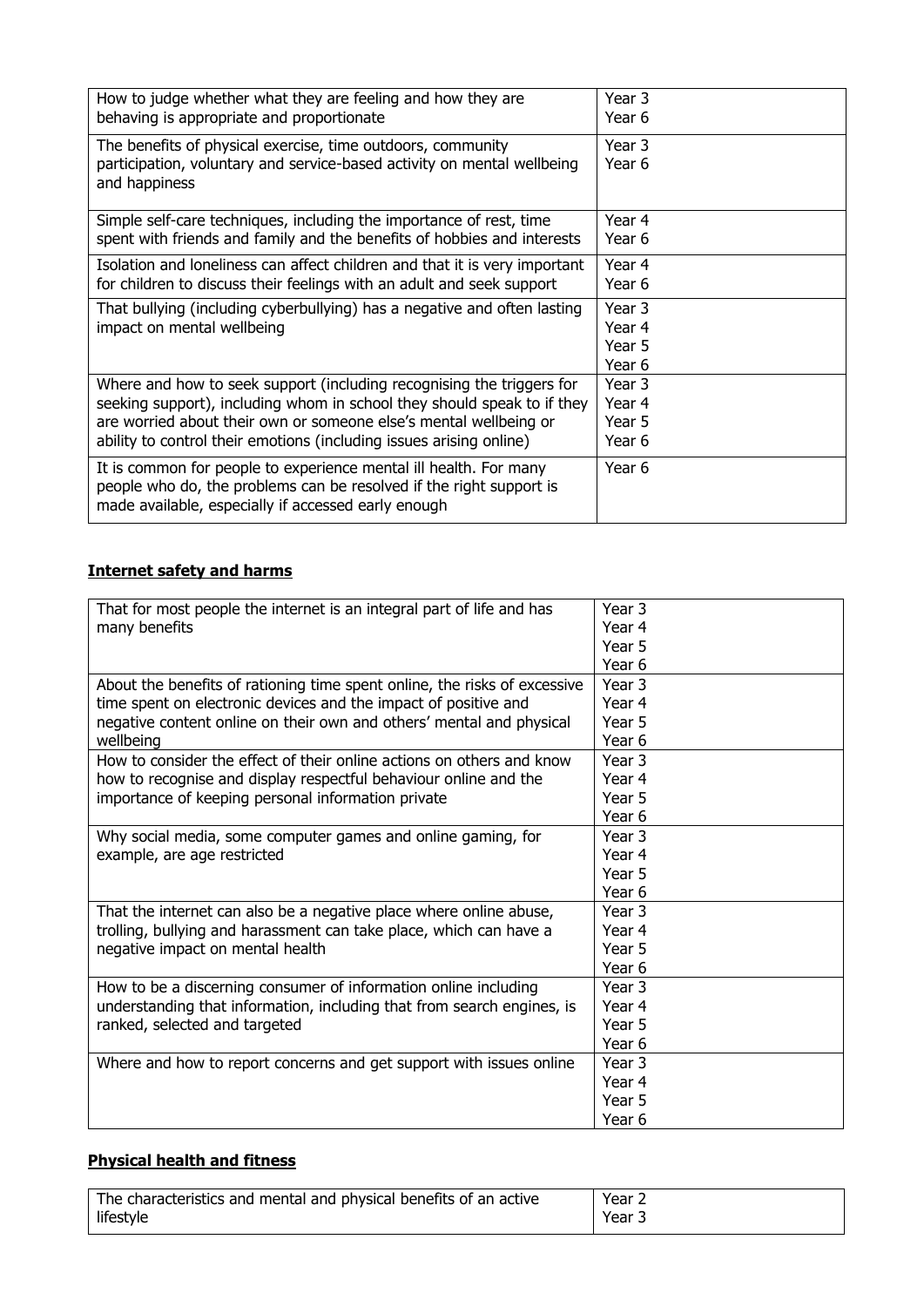| | |
|---|---|
| How to judge whether what they are feeling and how they are behaving is appropriate and proportionate | Year 3<br>Year 6 |
| The benefits of physical exercise, time outdoors, community participation, voluntary and service-based activity on mental wellbeing and happiness | Year 3<br>Year 6 |
| Simple self-care techniques, including the importance of rest, time spent with friends and family and the benefits of hobbies and interests | Year 4<br>Year 6 |
| Isolation and loneliness can affect children and that it is very important for children to discuss their feelings with an adult and seek support | Year 4<br>Year 6 |
| That bullying (including cyberbullying) has a negative and often lasting impact on mental wellbeing | Year 3<br>Year 4<br>Year 5<br>Year 6 |
| Where and how to seek support (including recognising the triggers for seeking support), including whom in school they should speak to if they are worried about their own or someone else's mental wellbeing or ability to control their emotions (including issues arising online) | Year 3<br>Year 4<br>Year 5<br>Year 6 |
| It is common for people to experience mental ill health. For many people who do, the problems can be resolved if the right support is made available, especially if accessed early enough | Year 6 |

## **Internet safety and harms**

| | |
|---|---|
| That for most people the internet is an integral part of life and has many benefits | Year 3<br>Year 4<br>Year 5<br>Year 6 |
| About the benefits of rationing time spent online, the risks of excessive time spent on electronic devices and the impact of positive and negative content online on their own and others' mental and physical wellbeing | Year 3<br>Year 4<br>Year 5<br>Year 6 |
| How to consider the effect of their online actions on others and know how to recognise and display respectful behaviour online and the importance of keeping personal information private | Year 3<br>Year 4<br>Year 5<br>Year 6 |
| Why social media, some computer games and online gaming, for example, are age restricted | Year 3<br>Year 4<br>Year 5<br>Year 6 |
| That the internet can also be a negative place where online abuse, trolling, bullying and harassment can take place, which can have a negative impact on mental health | Year 3<br>Year 4<br>Year 5<br>Year 6 |
| How to be a discerning consumer of information online including understanding that information, including that from search engines, is ranked, selected and targeted | Year 3<br>Year 4<br>Year 5<br>Year 6 |
| Where and how to report concerns and get support with issues online | Year 3<br>Year 4<br>Year 5<br>Year 6 |

## **Physical health and fitness**

| | |
|---|---|
| The characteristics and mental and physical benefits of an active lifestyle | Year 2<br>Year 3 |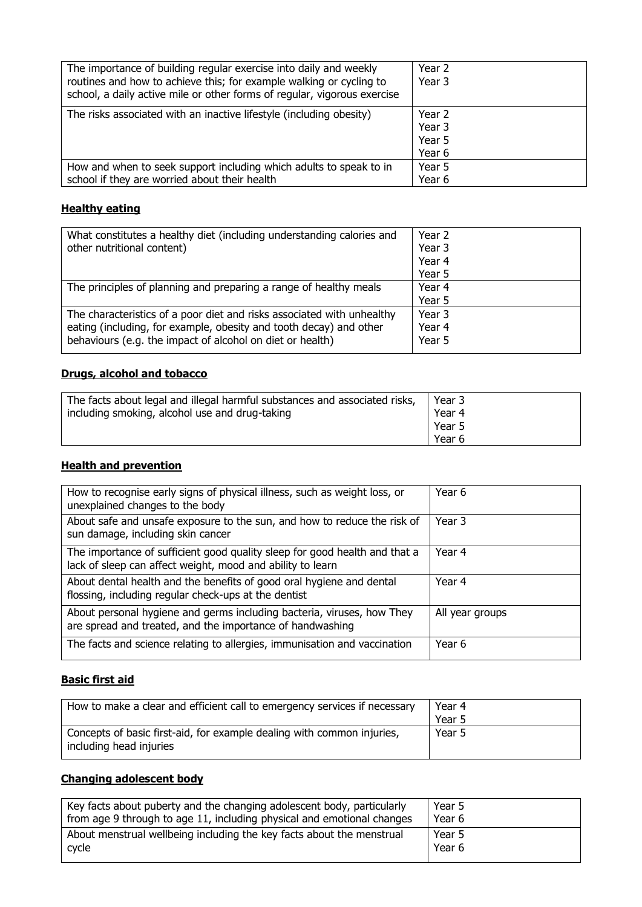| | |
|---|---|
| The importance of building regular exercise into daily and weekly routines and how to achieve this; for example walking or cycling to school, a daily active mile or other forms of regular, vigorous exercise | Year 2<br>Year 3 |
| The risks associated with an inactive lifestyle (including obesity) | Year 2<br>Year 3<br>Year 5<br>Year 6 |
| How and when to seek support including which adults to speak to in school if they are worried about their health | Year 5<br>Year 6 |

**Healthy eating**

| | |
|---|---|
| What constitutes a healthy diet (including understanding calories and other nutritional content) | Year 2<br>Year 3<br>Year 4<br>Year 5 |
| The principles of planning and preparing a range of healthy meals | Year 4<br>Year 5 |
| The characteristics of a poor diet and risks associated with unhealthy eating (including, for example, obesity and tooth decay) and other behaviours (e.g. the impact of alcohol on diet or health) | Year 3<br>Year 4<br>Year 5 |

**Drugs, alcohol and tobacco**

| | |
|---|---|
| The facts about legal and illegal harmful substances and associated risks, including smoking, alcohol use and drug-taking | Year 3<br>Year 4<br>Year 5<br>Year 6 |

**Health and prevention**

| | |
|---|---|
| How to recognise early signs of physical illness, such as weight loss, or unexplained changes to the body | Year 6 |
| About safe and unsafe exposure to the sun, and how to reduce the risk of sun damage, including skin cancer | Year 3 |
| The importance of sufficient good quality sleep for good health and that a lack of sleep can affect weight, mood and ability to learn | Year 4 |
| About dental health and the benefits of good oral hygiene and dental flossing, including regular check-ups at the dentist | Year 4 |
| About personal hygiene and germs including bacteria, viruses, how They are spread and treated, and the importance of handwashing | All year groups |
| The facts and science relating to allergies, immunisation and vaccination | Year 6 |

**Basic first aid**

| | |
|---|---|
| How to make a clear and efficient call to emergency services if necessary | Year 4<br>Year 5 |
| Concepts of basic first-aid, for example dealing with common injuries, including head injuries | Year 5 |

**Changing adolescent body**

| | |
|---|---|
| Key facts about puberty and the changing adolescent body, particularly from age 9 through to age 11, including physical and emotional changes | Year 5<br>Year 6 |
| About menstrual wellbeing including the key facts about the menstrual cycle | Year 5<br>Year 6 |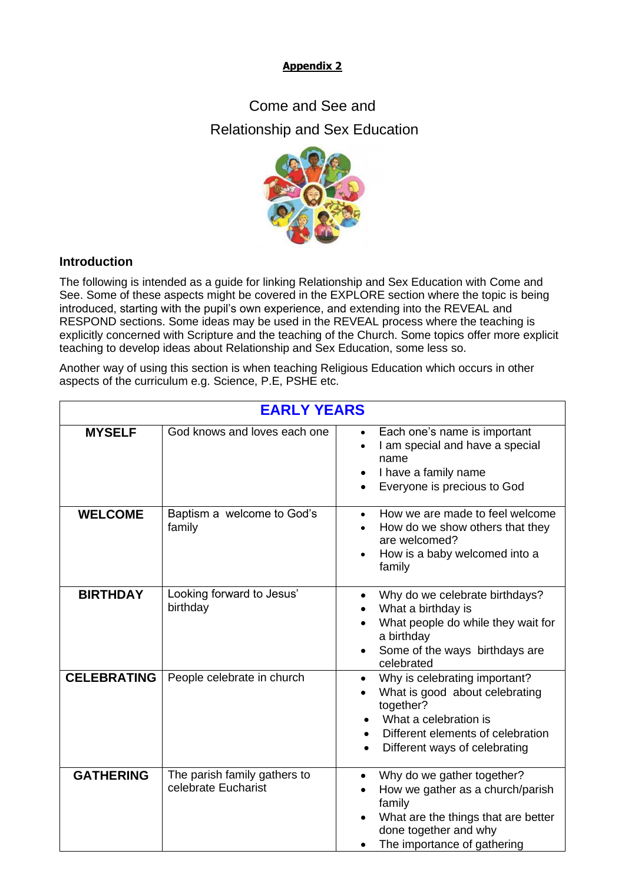**Appendix 2**

Come and See and
Relationship and Sex Education

## Introduction

The following is intended as a guide for linking Relationship and Sex Education with Come and See. Some of these aspects might be covered in the EXPLORE section where the topic is being introduced, starting with the pupil's own experience, and extending into the REVEAL and RESPOND sections. Some ideas may be used in the REVEAL process where the teaching is explicitly concerned with Scripture and the teaching of the Church. Some topics offer more explicit teaching to develop ideas about Relationship and Sex Education, some less so.

Another way of using this section is when teaching Religious Education which occurs in other aspects of the curriculum e.g. Science, P.E, PSHE etc.

| EARLY YEARS | | |
|---|---|---|
| **MYSELF** | God knows and loves each one | • Each one's name is important<br>• I am special and have a special name<br>• I have a family name<br>• Everyone is precious to God |
| **WELCOME** | Baptism a welcome to God's family | • How we are made to feel welcome<br>• How do we show others that they are welcomed?<br>• How is a baby welcomed into a family |
| **BIRTHDAY** | Looking forward to Jesus' birthday | • Why do we celebrate birthdays?<br>• What a birthday is<br>• What people do while they wait for a birthday<br>• Some of the ways birthdays are celebrated |
| **CELEBRATING** | People celebrate in church | • Why is celebrating important?<br>• What is good about celebrating together?<br>• What a celebration is<br>• Different elements of celebration<br>• Different ways of celebrating |
| **GATHERING** | The parish family gathers to celebrate Eucharist | • Why do we gather together?<br>• How we gather as a church/parish family<br>• What are the things that are better done together and why<br>• The importance of gathering |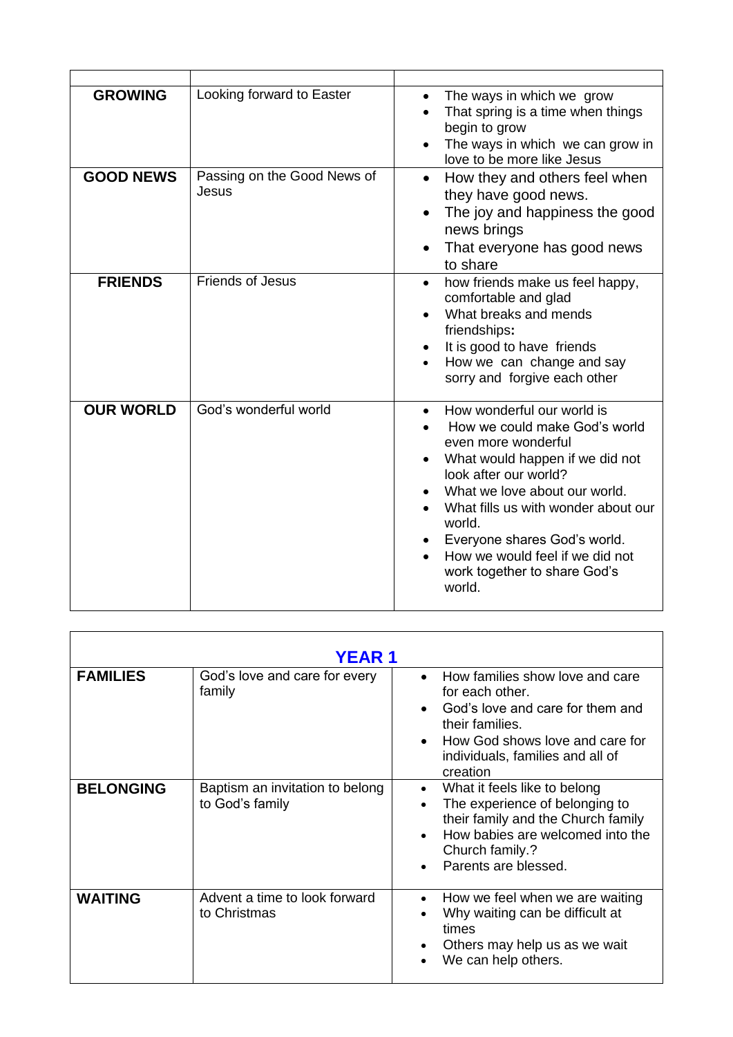| | | |
|---|---|---|
| **GROWING** | Looking forward to Easter | • The ways in which we grow<br>• That spring is a time when things begin to grow<br>• The ways in which we can grow in love to be more like Jesus |
| **GOOD NEWS** | Passing on the Good News of Jesus | • How they and others feel when they have good news.<br>• The joy and happiness the good news brings<br>• That everyone has good news to share |
| **FRIENDS** | Friends of Jesus | • how friends make us feel happy, comfortable and glad<br>• What breaks and mends friendships**:**<br>• It is good to have friends<br>• How we can change and say sorry and forgive each other |
| **OUR WORLD** | God's wonderful world | • How wonderful our world is<br>• How we could make God's world even more wonderful<br>• What would happen if we did not look after our world?<br>• What we love about our world.<br>• What fills us with wonder about our world.<br>• Everyone shares God's world.<br>• How we would feel if we did not work together to share God's world. |

| **YEAR 1** | | |
|---|---|---|
| **FAMILIES** | God's love and care for every family | • How families show love and care for each other.<br>• God's love and care for them and their families.<br>• How God shows love and care for individuals, families and all of creation |
| **BELONGING** | Baptism an invitation to belong to God's family | • What it feels like to belong<br>• The experience of belonging to their family and the Church family<br>• How babies are welcomed into the Church family.?<br>• Parents are blessed. |
| **WAITING** | Advent a time to look forward to Christmas | • How we feel when we are waiting<br>• Why waiting can be difficult at times<br>• Others may help us as we wait<br>• We can help others. |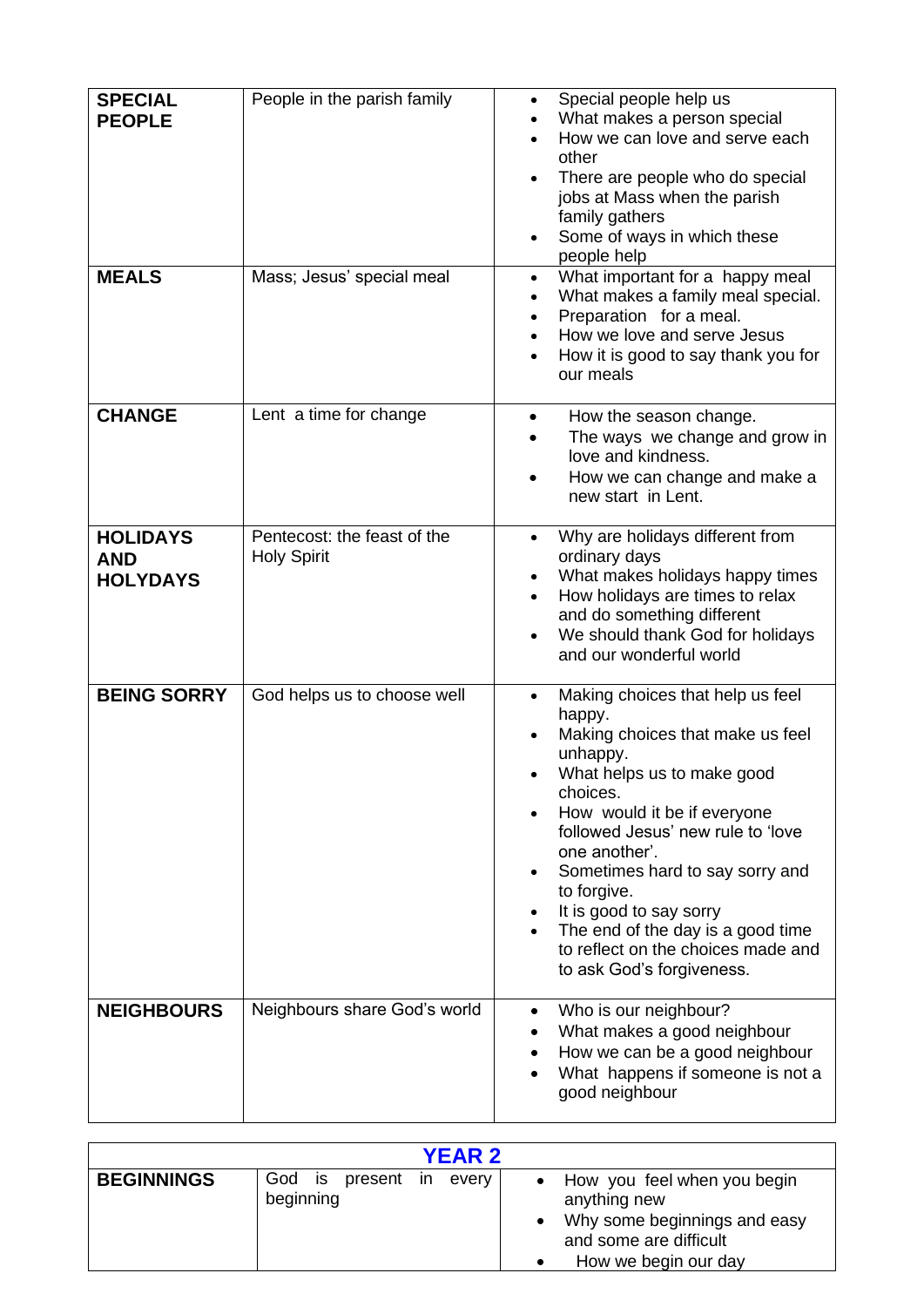| | | |
|---|---|---|
| **SPECIAL PEOPLE** | People in the parish family | • Special people help us<br>• What makes a person special<br>• How we can love and serve each other<br>• There are people who do special jobs at Mass when the parish family gathers<br>• Some of ways in which these people help |
| **MEALS** | Mass; Jesus' special meal | • What important for a happy meal<br>• What makes a family meal special.<br>• Preparation for a meal.<br>• How we love and serve Jesus<br>• How it is good to say thank you for our meals |
| **CHANGE** | Lent a time for change | • How the season change.<br>• The ways we change and grow in love and kindness.<br>• How we can change and make a new start in Lent. |
| **HOLIDAYS AND HOLYDAYS** | Pentecost: the feast of the Holy Spirit | • Why are holidays different from ordinary days<br>• What makes holidays happy times<br>• How holidays are times to relax and do something different<br>• We should thank God for holidays and our wonderful world |
| **BEING SORRY** | God helps us to choose well | • Making choices that help us feel happy.<br>• Making choices that make us feel unhappy.<br>• What helps us to make good choices.<br>• How would it be if everyone followed Jesus' new rule to 'love one another'.<br>• Sometimes hard to say sorry and to forgive.<br>• It is good to say sorry<br>• The end of the day is a good time to reflect on the choices made and to ask God's forgiveness. |
| **NEIGHBOURS** | Neighbours share God's world | • Who is our neighbour?<br>• What makes a good neighbour<br>• How we can be a good neighbour<br>• What happens if someone is not a good neighbour |

| **YEAR 2** | | |
|---|---|---|
| **BEGINNINGS** | God is present in every beginning | • How you feel when you begin anything new<br>• Why some beginnings and easy and some are difficult<br>• How we begin our day |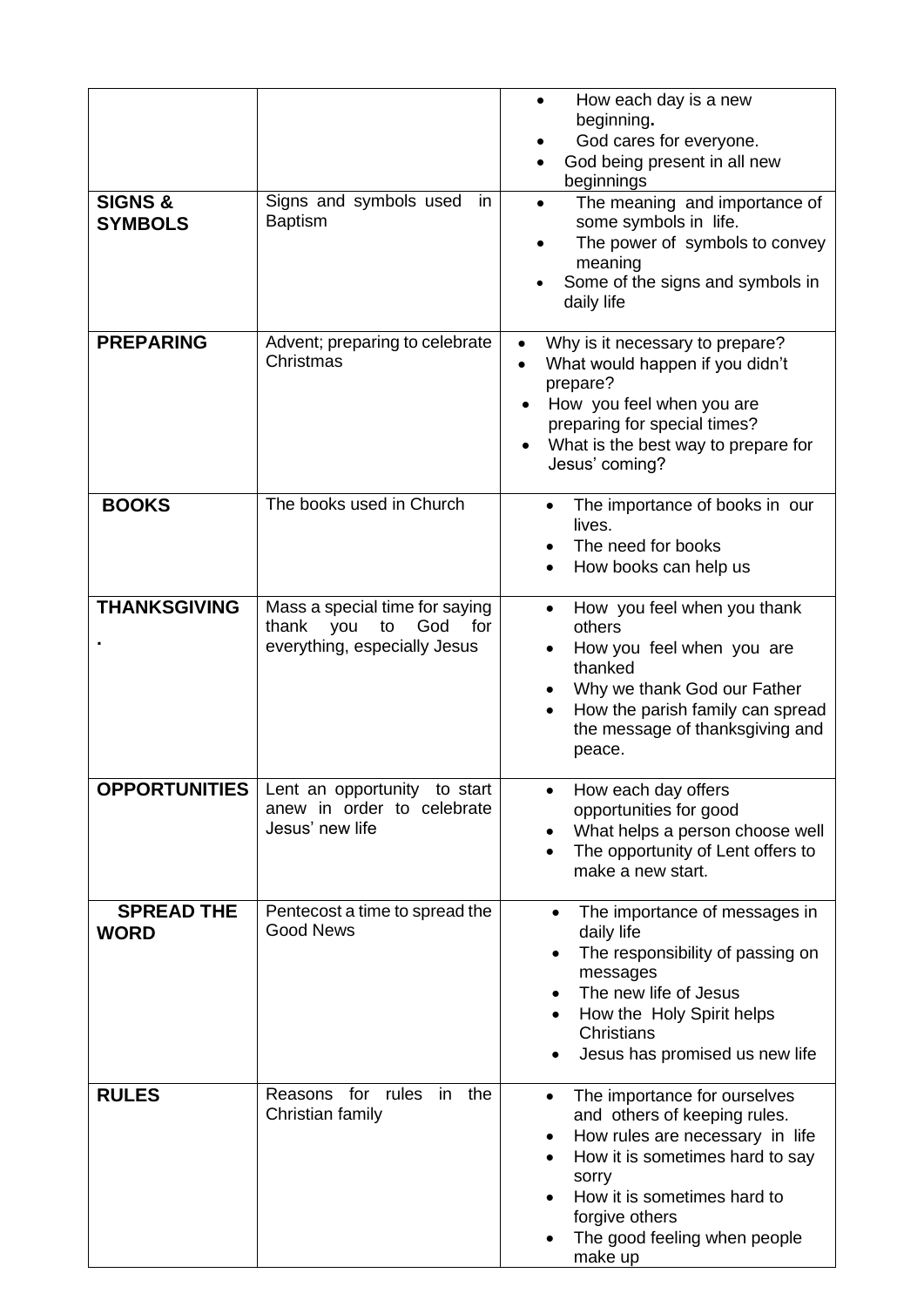| | | |
|---|---|---|
| | | • How each day is a new beginning.<br>• God cares for everyone.<br>• God being present in all new beginnings |
| **SIGNS & SYMBOLS** | Signs and symbols used in Baptism | • The meaning and importance of some symbols in life.<br>• The power of symbols to convey meaning<br>• Some of the signs and symbols in daily life |
| **PREPARING** | Advent; preparing to celebrate Christmas | • Why is it necessary to prepare?<br>• What would happen if you didn't prepare?<br>• How you feel when you are preparing for special times?<br>• What is the best way to prepare for Jesus' coming? |
| **BOOKS** | The books used in Church | • The importance of books in our lives.<br>• The need for books<br>• How books can help us |
| **THANKSGIVING .** | Mass a special time for saying thank you to God for everything, especially Jesus | • How you feel when you thank others<br>• How you feel when you are thanked<br>• Why we thank God our Father<br>• How the parish family can spread the message of thanksgiving and peace. |
| **OPPORTUNITIES** | Lent an opportunity to start anew in order to celebrate Jesus' new life | • How each day offers opportunities for good<br>• What helps a person choose well<br>• The opportunity of Lent offers to make a new start. |
| **SPREAD THE WORD** | Pentecost a time to spread the Good News | • The importance of messages in daily life<br>• The responsibility of passing on messages<br>• The new life of Jesus<br>• How the Holy Spirit helps Christians<br>• Jesus has promised us new life |
| **RULES** | Reasons for rules in the Christian family | • The importance for ourselves and others of keeping rules.<br>• How rules are necessary in life<br>• How it is sometimes hard to say sorry<br>• How it is sometimes hard to forgive others<br>• The good feeling when people make up |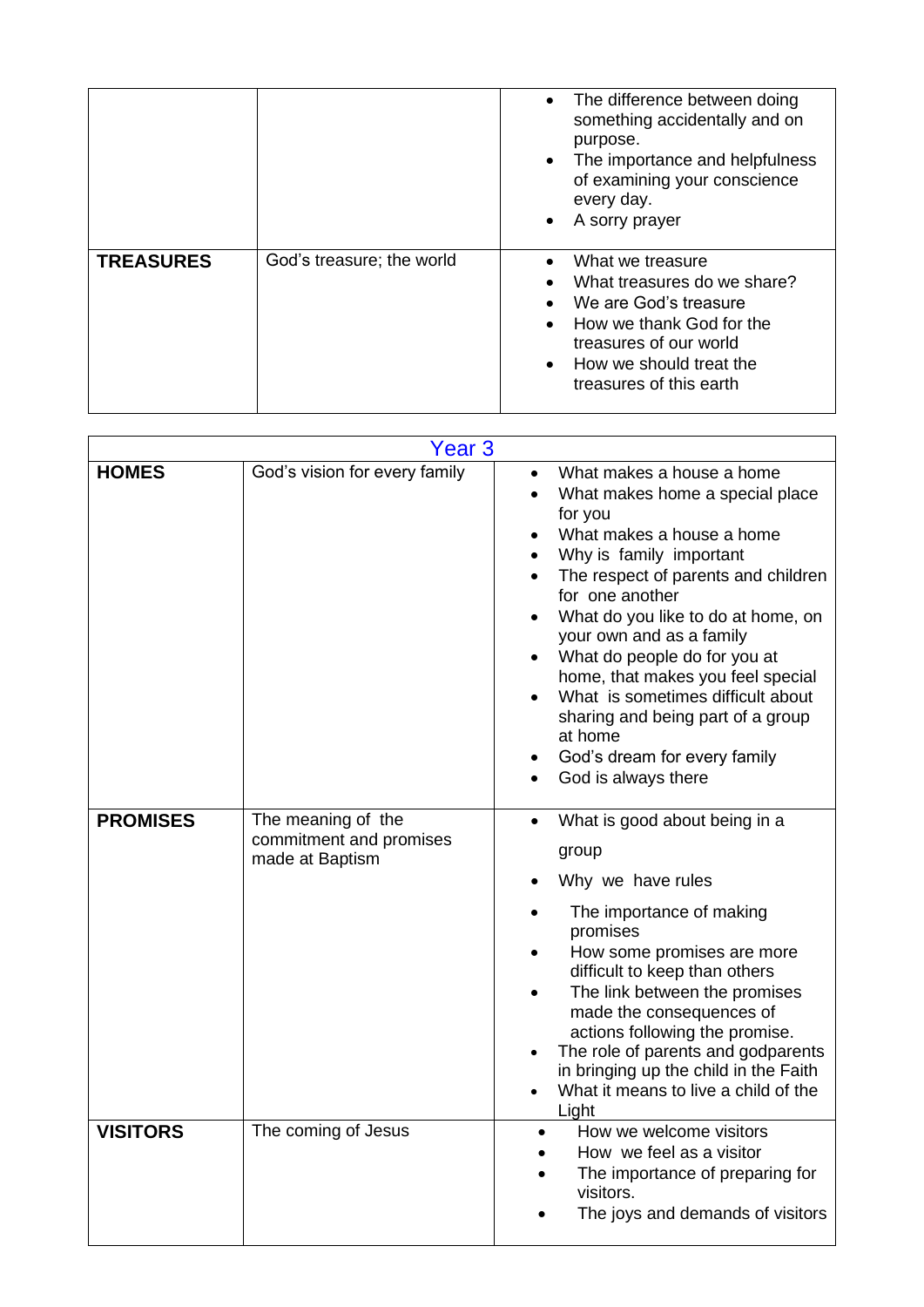| | | |
|---|---|---|
| | | <ul><li>The difference between doing something accidentally and on purpose.</li><li>The importance and helpfulness of examining your conscience every day.</li><li>A sorry prayer</li></ul> |
| **TREASURES** | God's treasure; the world | <ul><li>What we treasure</li><li>What treasures do we share?</li><li>We are God's treasure</li><li>How we thank God for the treasures of our world</li><li>How we should treat the treasures of this earth</li></ul> |

| Year 3 | | |
|---|---|---|
| **HOMES** | God's vision for every family | <ul><li>What makes a house a home</li><li>What makes home a special place for you</li><li>What makes a house a home</li><li>Why is family important</li><li>The respect of parents and children for one another</li><li>What do you like to do at home, on your own and as a family</li><li>What do people do for you at home, that makes you feel special</li><li>What is sometimes difficult about sharing and being part of a group at home</li><li>God's dream for every family</li><li>God is always there</li></ul> |
| **PROMISES** | The meaning of the commitment and promises made at Baptism | <ul><li>What is good about being in a group</li><li>Why we have rules</li><li>The importance of making promises</li><li>How some promises are more difficult to keep than others</li><li>The link between the promises made the consequences of actions following the promise.</li><li>The role of parents and godparents in bringing up the child in the Faith</li><li>What it means to live a child of the Light</li></ul> |
| **VISITORS** | The coming of Jesus | <ul><li>How we welcome visitors</li><li>How we feel as a visitor</li><li>The importance of preparing for visitors.</li><li>The joys and demands of visitors</li></ul> |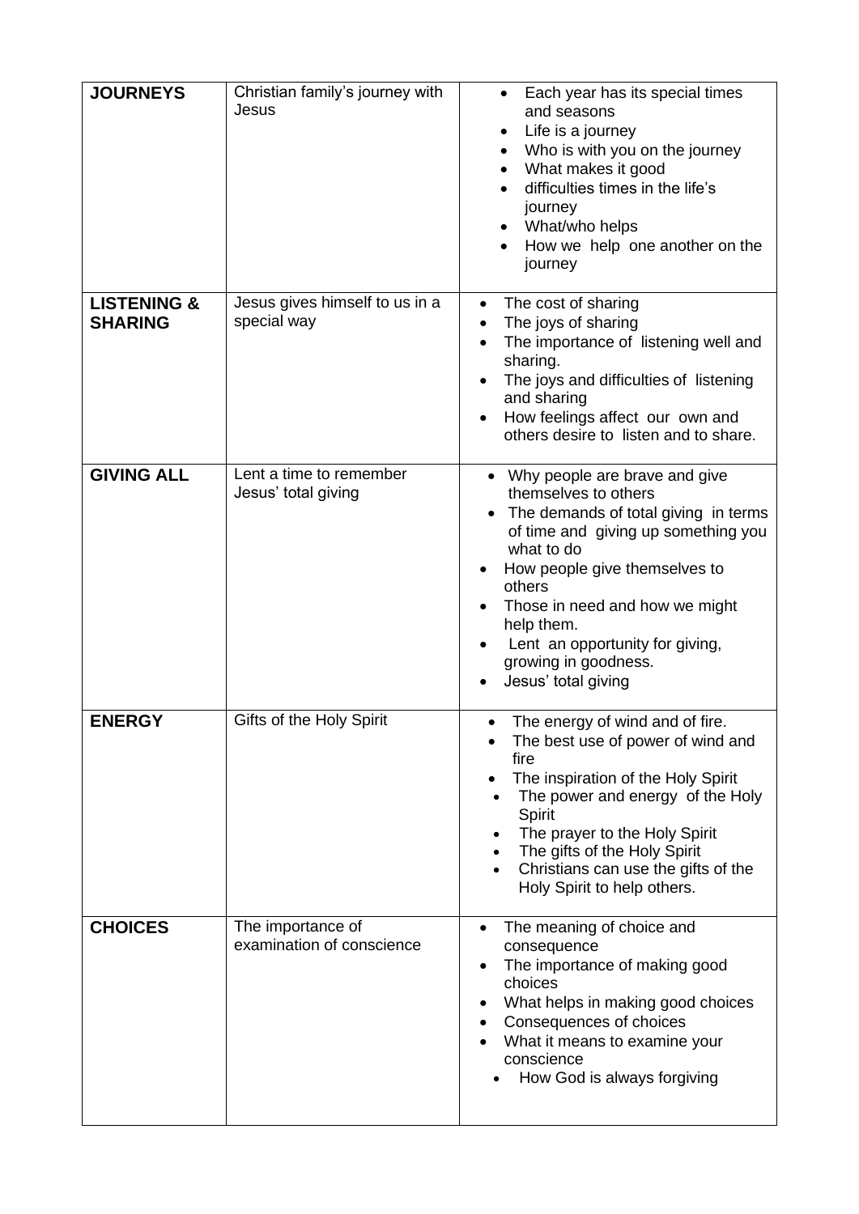| | | |
|---|---|---|
| **JOURNEYS** | Christian family's journey with Jesus | • Each year has its special times and seasons<br>• Life is a journey<br>• Who is with you on the journey<br>• What makes it good<br>• difficulties times in the life's journey<br>• What/who helps<br>• How we help one another on the journey |
| **LISTENING & SHARING** | Jesus gives himself to us in a special way | • The cost of sharing<br>• The joys of sharing<br>• The importance of listening well and sharing.<br>• The joys and difficulties of listening and sharing<br>• How feelings affect our own and others desire to listen and to share. |
| **GIVING ALL** | Lent a time to remember Jesus' total giving | • Why people are brave and give themselves to others<br>• The demands of total giving in terms of time and giving up something you what to do<br>• How people give themselves to others<br>• Those in need and how we might help them.<br>• Lent an opportunity for giving, growing in goodness.<br>• Jesus' total giving |
| **ENERGY** | Gifts of the Holy Spirit | • The energy of wind and of fire.<br>• The best use of power of wind and fire<br>• The inspiration of the Holy Spirit<br>• The power and energy of the Holy Spirit<br>• The prayer to the Holy Spirit<br>• The gifts of the Holy Spirit<br>• Christians can use the gifts of the Holy Spirit to help others. |
| **CHOICES** | The importance of examination of conscience | • The meaning of choice and consequence<br>• The importance of making good choices<br>• What helps in making good choices<br>• Consequences of choices<br>• What it means to examine your conscience<br>• How God is always forgiving |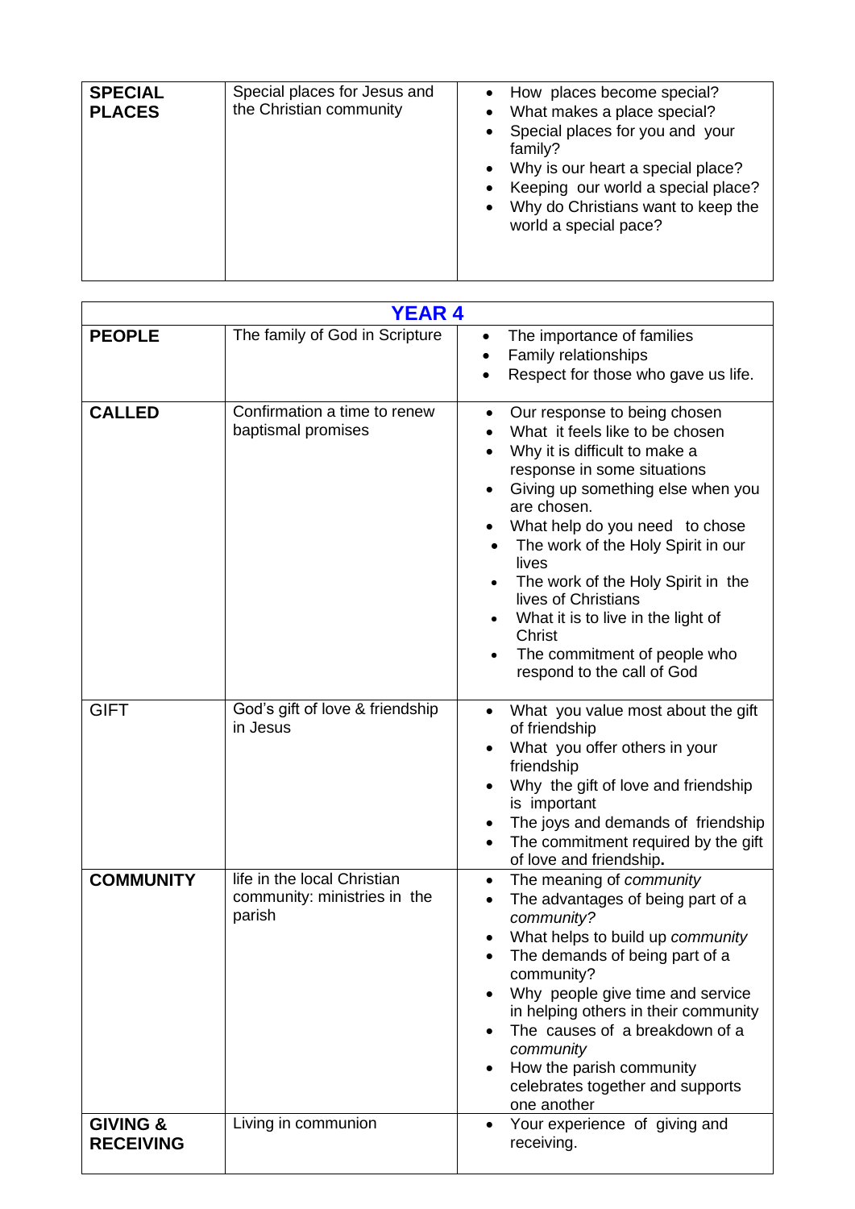| **SPECIAL PLACES** | Special places for Jesus and the Christian community | • How places become special?<br>• What makes a place special?<br>• Special places for you and your family?<br>• Why is our heart a special place?<br>• Keeping our world a special place?<br>• Why do Christians want to keep the world a special pace? |
|---|---|---|

| **YEAR 4** | | |
|---|---|---|
| **PEOPLE** | The family of God in Scripture | • The importance of families<br>• Family relationships<br>• Respect for those who gave us life. |
| **CALLED** | Confirmation a time to renew baptismal promises | • Our response to being chosen<br>• What it feels like to be chosen<br>• Why it is difficult to make a response in some situations<br>• Giving up something else when you are chosen.<br>• What help do you need to chose<br>• The work of the Holy Spirit in our lives<br>• The work of the Holy Spirit in the lives of Christians<br>• What it is to live in the light of Christ<br>• The commitment of people who respond to the call of God |
| GIFT | God's gift of love & friendship in Jesus | • What you value most about the gift of friendship<br>• What you offer others in your friendship<br>• Why the gift of love and friendship is important<br>• The joys and demands of friendship<br>• The commitment required by the gift of love and friendship**.** |
| **COMMUNITY** | life in the local Christian community: ministries in the parish | • The meaning of *community*<br>• The advantages of being part of a *community?*<br>• What helps to build up *community*<br>• The demands of being part of a community?<br>• Why people give time and service in helping others in their community<br>• The causes of a breakdown of a *community*<br>• How the parish community celebrates together and supports one another |
| **GIVING & RECEIVING** | Living in communion | • Your experience of giving and receiving. |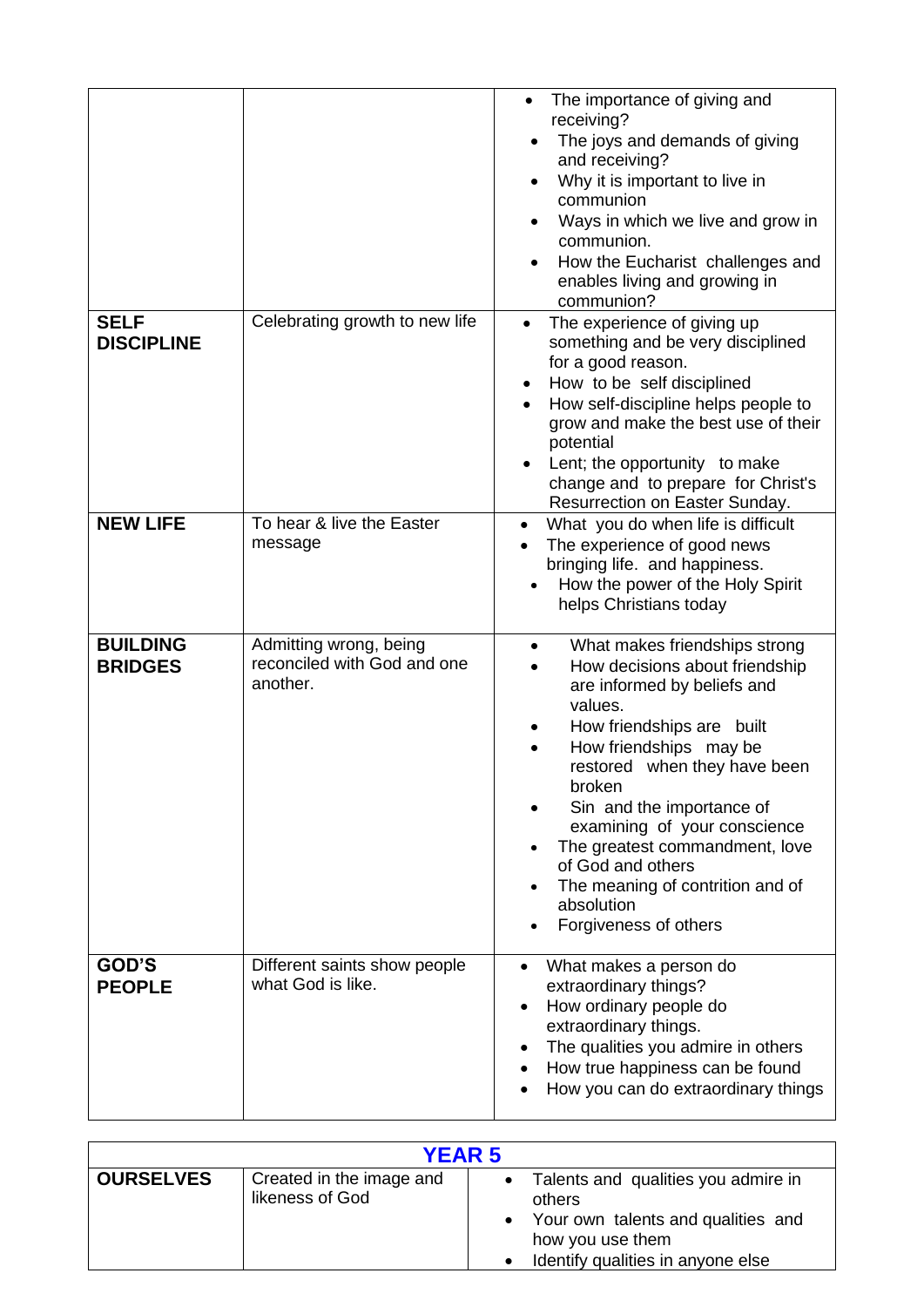| | | |
|---|---|---|
| | | • The importance of giving and receiving?<br>• The joys and demands of giving and receiving?<br>• Why it is important to live in communion<br>• Ways in which we live and grow in communion.<br>• How the Eucharist challenges and enables living and growing in communion? |
| **SELF DISCIPLINE** | Celebrating growth to new life | • The experience of giving up something and be very disciplined for a good reason.<br>• How to be self disciplined<br>• How self-discipline helps people to grow and make the best use of their potential<br>• Lent; the opportunity to make change and to prepare for Christ's Resurrection on Easter Sunday. |
| **NEW LIFE** | To hear & live the Easter message | • What you do when life is difficult<br>• The experience of good news bringing life. and happiness.<br>• How the power of the Holy Spirit helps Christians today |
| **BUILDING BRIDGES** | Admitting wrong, being reconciled with God and one another. | • What makes friendships strong<br>• How decisions about friendship are informed by beliefs and values.<br>• How friendships are built<br>• How friendships may be restored when they have been broken<br>• Sin and the importance of examining of your conscience<br>• The greatest commandment, love of God and others<br>• The meaning of contrition and of absolution<br>• Forgiveness of others |
| **GOD'S PEOPLE** | Different saints show people what God is like. | • What makes a person do extraordinary things?<br>• How ordinary people do extraordinary things.<br>• The qualities you admire in others<br>• How true happiness can be found<br>• How you can do extraordinary things |

| **YEAR 5** | | |
|---|---|---|
| **OURSELVES** | Created in the image and likeness of God | • Talents and qualities you admire in others<br>• Your own talents and qualities and how you use them<br>• Identify qualities in anyone else |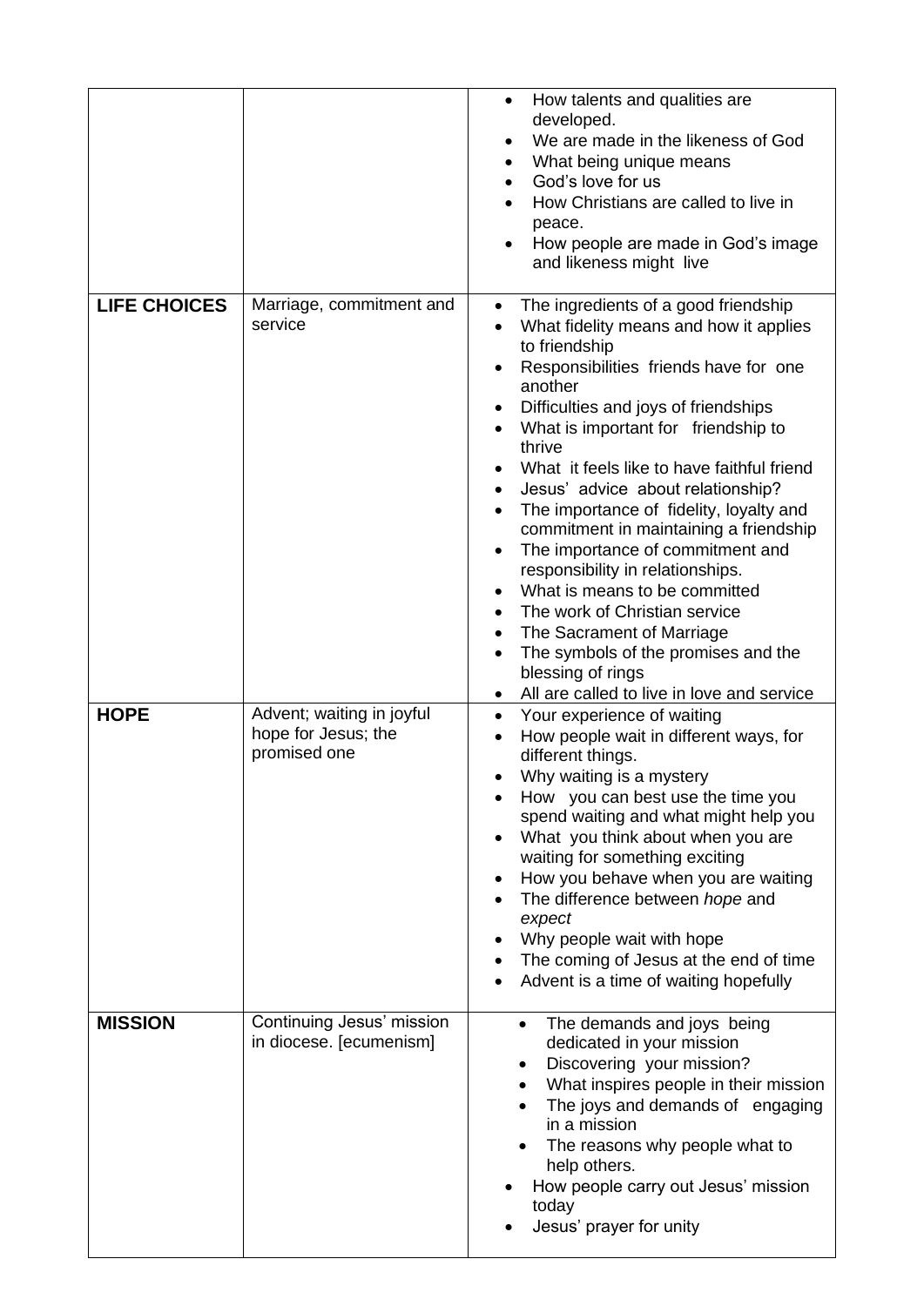| | | |
|---|---|---|
| | | • How talents and qualities are developed.<br>• We are made in the likeness of God<br>• What being unique means<br>• God's love for us<br>• How Christians are called to live in peace.<br>• How people are made in God's image and likeness might live |
| **LIFE CHOICES** | Marriage, commitment and service | • The ingredients of a good friendship<br>• What fidelity means and how it applies to friendship<br>• Responsibilities friends have for one another<br>• Difficulties and joys of friendships<br>• What is important for friendship to thrive<br>• What it feels like to have faithful friend<br>• Jesus' advice about relationship?<br>• The importance of fidelity, loyalty and commitment in maintaining a friendship<br>• The importance of commitment and responsibility in relationships.<br>• What is means to be committed<br>• The work of Christian service<br>• The Sacrament of Marriage<br>• The symbols of the promises and the blessing of rings<br>• All are called to live in love and service |
| **HOPE** | Advent; waiting in joyful hope for Jesus; the promised one | • Your experience of waiting<br>• How people wait in different ways, for different things.<br>• Why waiting is a mystery<br>• How you can best use the time you spend waiting and what might help you<br>• What you think about when you are waiting for something exciting<br>• How you behave when you are waiting<br>• The difference between *hope* and *expect*<br>• Why people wait with hope<br>• The coming of Jesus at the end of time<br>• Advent is a time of waiting hopefully |
| **MISSION** | Continuing Jesus' mission in diocese. [ecumenism] | • The demands and joys being dedicated in your mission<br>• Discovering your mission?<br>• What inspires people in their mission<br>• The joys and demands of engaging in a mission<br>• The reasons why people what to help others.<br>• How people carry out Jesus' mission today<br>• Jesus' prayer for unity |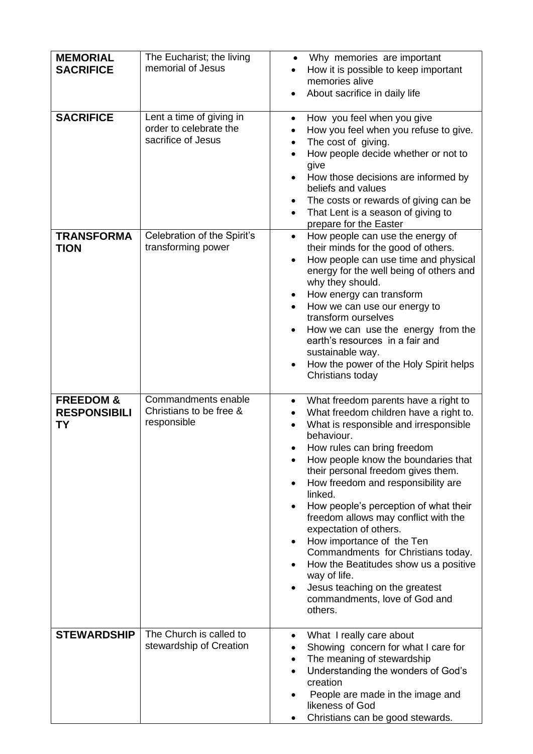| | | |
|---|---|---|
| **MEMORIAL SACRIFICE** | The Eucharist; the living memorial of Jesus | • Why memories are important<br>• How it is possible to keep important memories alive<br>• About sacrifice in daily life |
| **SACRIFICE** | Lent a time of giving in order to celebrate the sacrifice of Jesus | • How you feel when you give<br>• How you feel when you refuse to give.<br>• The cost of giving.<br>• How people decide whether or not to give<br>• How those decisions are informed by beliefs and values<br>• The costs or rewards of giving can be<br>• That Lent is a season of giving to prepare for the Easter |
| **TRANSFORMATION** | Celebration of the Spirit's transforming power | • How people can use the energy of their minds for the good of others.<br>• How people can use time and physical energy for the well being of others and why they should.<br>• How energy can transform<br>• How we can use our energy to transform ourselves<br>• How we can use the energy from the earth's resources in a fair and sustainable way.<br>• How the power of the Holy Spirit helps Christians today |
| **FREEDOM & RESPONSIBILITY** | Commandments enable Christians to be free & responsible | • What freedom parents have a right to<br>• What freedom children have a right to.<br>• What is responsible and irresponsible behaviour.<br>• How rules can bring freedom<br>• How people know the boundaries that their personal freedom gives them.<br>• How freedom and responsibility are linked.<br>• How people's perception of what their freedom allows may conflict with the expectation of others.<br>• How importance of the Ten Commandments for Christians today.<br>• How the Beatitudes show us a positive way of life.<br>• Jesus teaching on the greatest commandments, love of God and others. |
| **STEWARDSHIP** | The Church is called to stewardship of Creation | • What I really care about<br>• Showing concern for what I care for<br>• The meaning of stewardship<br>• Understanding the wonders of God's creation<br>• People are made in the image and likeness of God<br>• Christians can be good stewards. |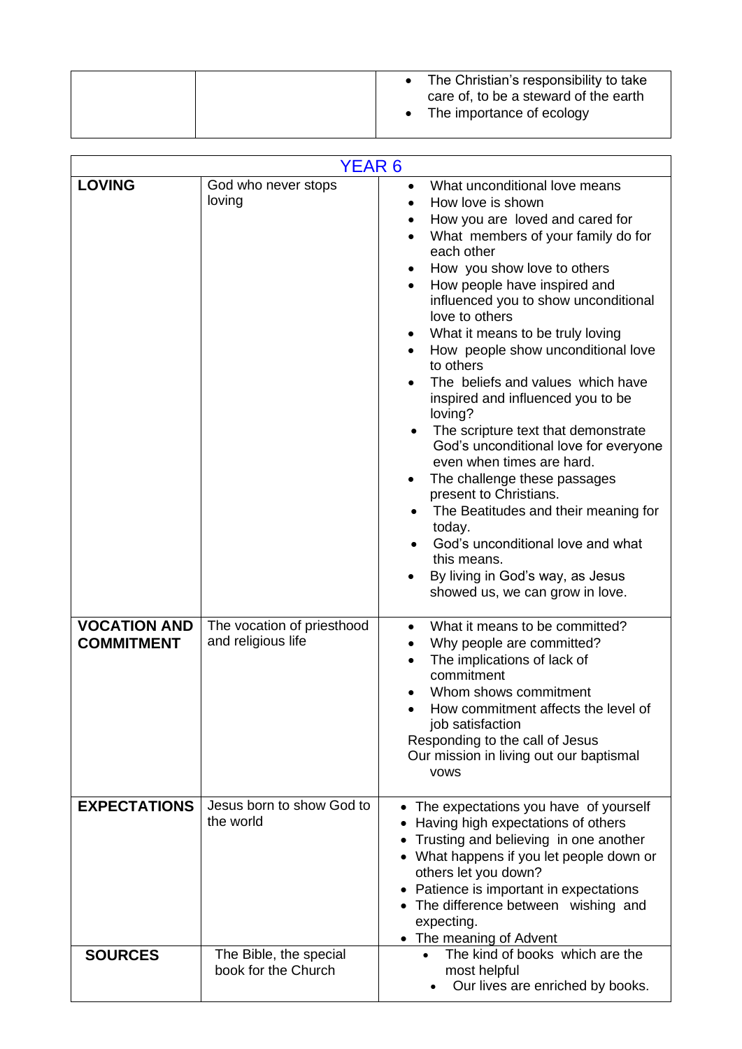| | | |
|---|---|---|
| | | • The Christian's responsibility to take care of, to be a steward of the earth<br>• The importance of ecology |

| YEAR 6 | | |
|---|---|---|
| **LOVING** | God who never stops loving | • What unconditional love means<br>• How love is shown<br>• How you are loved and cared for<br>• What members of your family do for each other<br>• How you show love to others<br>• How people have inspired and influenced you to show unconditional love to others<br>• What it means to be truly loving<br>• How people show unconditional love to others<br>• The beliefs and values which have inspired and influenced you to be loving?<br>• The scripture text that demonstrate God's unconditional love for everyone even when times are hard.<br>• The challenge these passages present to Christians.<br>• The Beatitudes and their meaning for today.<br>• God's unconditional love and what this means.<br>• By living in God's way, as Jesus showed us, we can grow in love. |
| **VOCATION AND COMMITMENT** | The vocation of priesthood and religious life | • What it means to be committed?<br>• Why people are committed?<br>• The implications of lack of commitment<br>• Whom shows commitment<br>• How commitment affects the level of job satisfaction<br>Responding to the call of Jesus<br>Our mission in living out our baptismal vows |
| **EXPECTATIONS** | Jesus born to show God to the world | • The expectations you have of yourself<br>• Having high expectations of others<br>• Trusting and believing in one another<br>• What happens if you let people down or others let you down?<br>• Patience is important in expectations<br>• The difference between wishing and expecting.<br>• The meaning of Advent |
| **SOURCES** | The Bible, the special book for the Church | • The kind of books which are the most helpful<br>• Our lives are enriched by books. |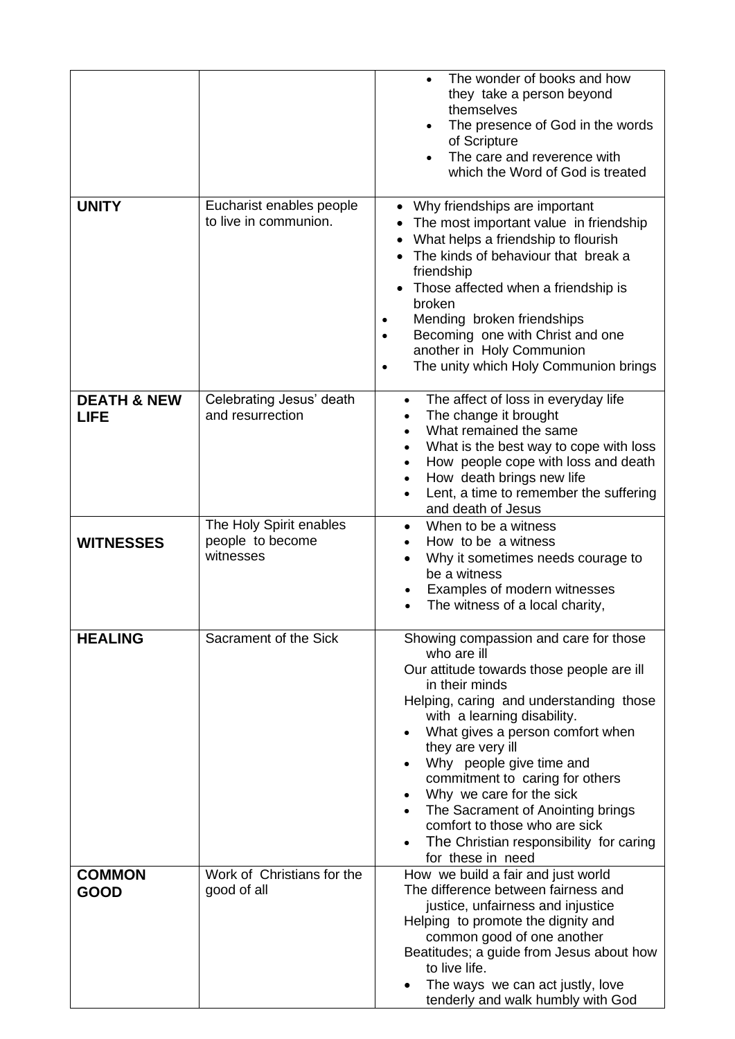| | | |
|---|---|---|
| | | • The wonder of books and how they take a person beyond themselves<br>• The presence of God in the words of Scripture<br>• The care and reverence with which the Word of God is treated |
| **UNITY** | Eucharist enables people to live in communion. | • Why friendships are important<br>• The most important value in friendship<br>• What helps a friendship to flourish<br>• The kinds of behaviour that break a friendship<br>• Those affected when a friendship is broken<br>• Mending broken friendships<br>• Becoming one with Christ and one another in Holy Communion<br>• The unity which Holy Communion brings |
| **DEATH & NEW LIFE** | Celebrating Jesus' death and resurrection | • The affect of loss in everyday life<br>• The change it brought<br>• What remained the same<br>• What is the best way to cope with loss<br>• How people cope with loss and death<br>• How death brings new life<br>• Lent, a time to remember the suffering and death of Jesus |
| **WITNESSES** | The Holy Spirit enables people to become witnesses | • When to be a witness<br>• How to be a witness<br>• Why it sometimes needs courage to be a witness<br>• Examples of modern witnesses<br>• The witness of a local charity, |
| **HEALING** | Sacrament of the Sick | Showing compassion and care for those who are ill<br>Our attitude towards those people are ill in their minds<br>Helping, caring and understanding those with a learning disability.<br>• What gives a person comfort when they are very ill<br>• Why people give time and commitment to caring for others<br>• Why we care for the sick<br>• The Sacrament of Anointing brings comfort to those who are sick<br>• The Christian responsibility for caring for these in need |
| **COMMON GOOD** | Work of Christians for the good of all | How we build a fair and just world<br>The difference between fairness and justice, unfairness and injustice<br>Helping to promote the dignity and common good of one another<br>Beatitudes; a guide from Jesus about how to live life.<br>• The ways we can act justly, love tenderly and walk humbly with God |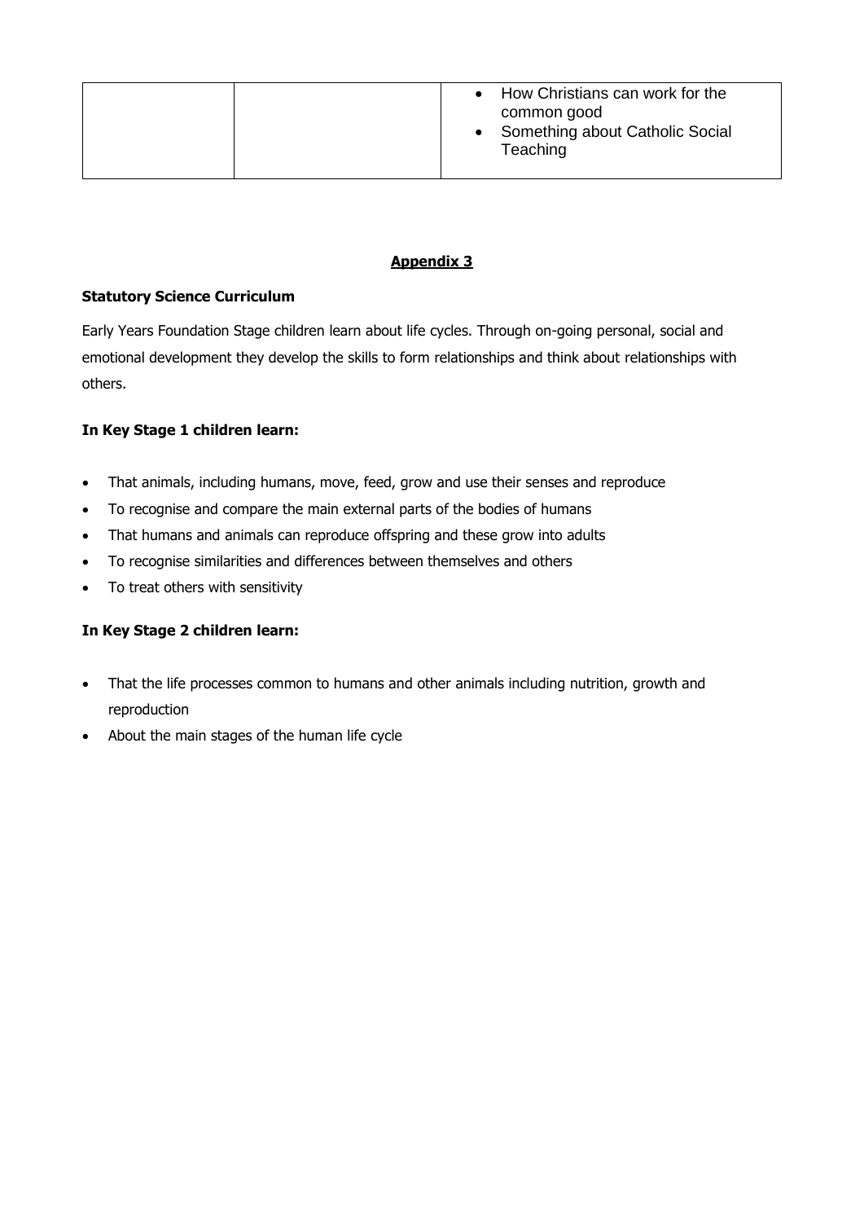| | | |
|---|---|---|
| | | • How Christians can work for the common good<br>• Something about Catholic Social Teaching |

## Appendix 3

**Statutory Science Curriculum**

Early Years Foundation Stage children learn about life cycles. Through on-going personal, social and emotional development they develop the skills to form relationships and think about relationships with others.

**In Key Stage 1 children learn:**

- That animals, including humans, move, feed, grow and use their senses and reproduce
- To recognise and compare the main external parts of the bodies of humans
- That humans and animals can reproduce offspring and these grow into adults
- To recognise similarities and differences between themselves and others
- To treat others with sensitivity

**In Key Stage 2 children learn:**

- That the life processes common to humans and other animals including nutrition, growth and reproduction
- About the main stages of the human life cycle